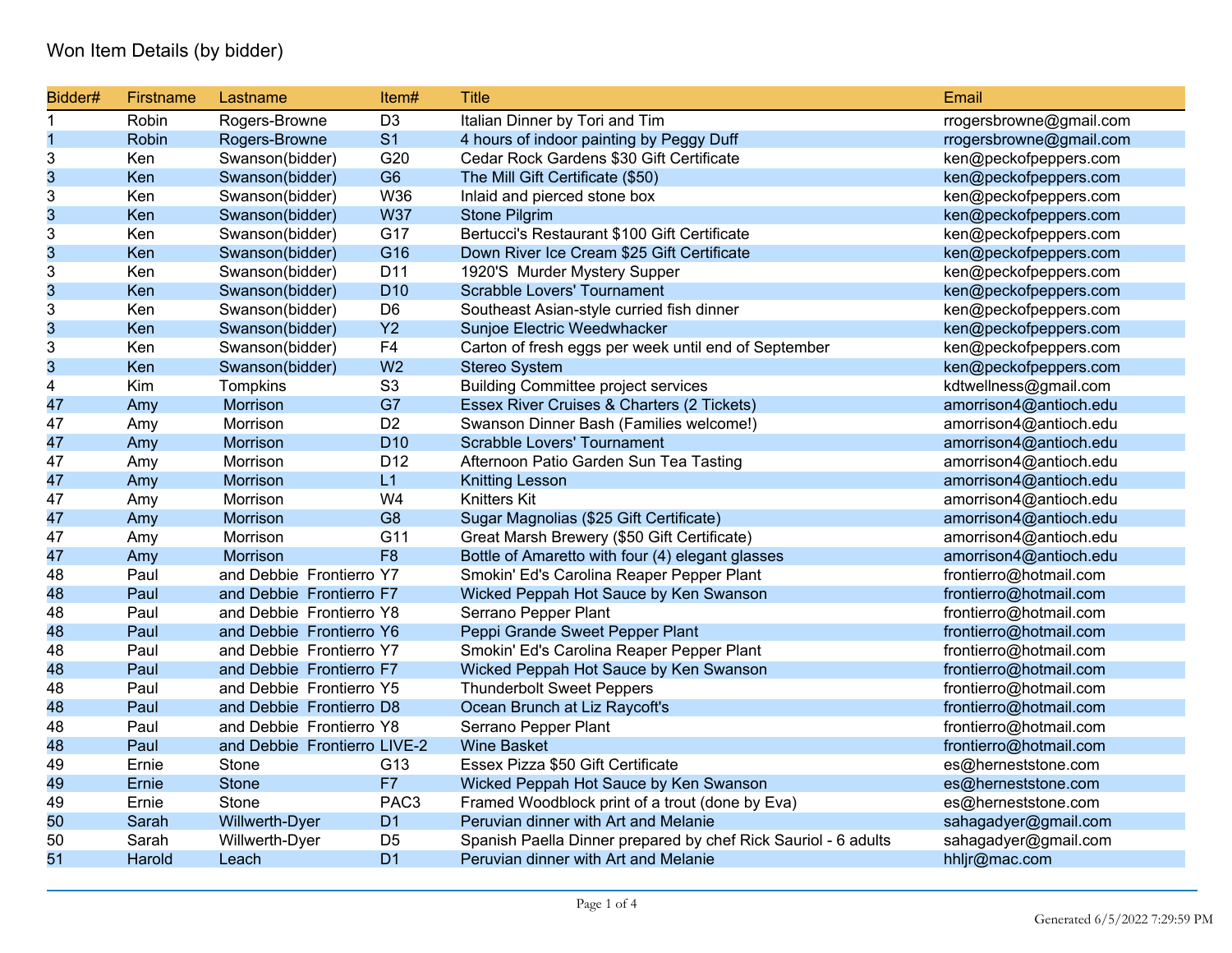# Won Item Details (by bidder)

| Bidder# | Firstname | Lastname | Item# | Title | Email |
|---|---|---|---|---|---|
| 1 | Robin | Rogers-Browne | D3 | Italian Dinner by Tori and Tim | rrogersbrowne@gmail.com |
| 1 | Robin | Rogers-Browne | S1 | 4 hours of indoor painting by Peggy Duff | rrogersbrowne@gmail.com |
| 3 | Ken | Swanson(bidder) | G20 | Cedar Rock Gardens $30 Gift Certificate | ken@peckofpeppers.com |
| 3 | Ken | Swanson(bidder) | G6 | The Mill Gift Certificate ($50) | ken@peckofpeppers.com |
| 3 | Ken | Swanson(bidder) | W36 | Inlaid and pierced stone box | ken@peckofpeppers.com |
| 3 | Ken | Swanson(bidder) | W37 | Stone Pilgrim | ken@peckofpeppers.com |
| 3 | Ken | Swanson(bidder) | G17 | Bertucci's Restaurant $100 Gift Certificate | ken@peckofpeppers.com |
| 3 | Ken | Swanson(bidder) | G16 | Down River Ice Cream $25 Gift Certificate | ken@peckofpeppers.com |
| 3 | Ken | Swanson(bidder) | D11 | 1920'S Murder Mystery Supper | ken@peckofpeppers.com |
| 3 | Ken | Swanson(bidder) | D10 | Scrabble Lovers' Tournament | ken@peckofpeppers.com |
| 3 | Ken | Swanson(bidder) | D6 | Southeast Asian-style curried fish dinner | ken@peckofpeppers.com |
| 3 | Ken | Swanson(bidder) | Y2 | Sunjoe Electric Weedwhacker | ken@peckofpeppers.com |
| 3 | Ken | Swanson(bidder) | F4 | Carton of fresh eggs per week until end of September | ken@peckofpeppers.com |
| 3 | Ken | Swanson(bidder) | W2 | Stereo System | ken@peckofpeppers.com |
| 4 | Kim | Tompkins | S3 | Building Committee project services | kdtwellness@gmail.com |
| 47 | Amy | Morrison | G7 | Essex River Cruises & Charters (2 Tickets) | amorrison4@antioch.edu |
| 47 | Amy | Morrison | D2 | Swanson Dinner Bash (Families welcome!) | amorrison4@antioch.edu |
| 47 | Amy | Morrison | D10 | Scrabble Lovers' Tournament | amorrison4@antioch.edu |
| 47 | Amy | Morrison | D12 | Afternoon Patio Garden Sun Tea Tasting | amorrison4@antioch.edu |
| 47 | Amy | Morrison | L1 | Knitting Lesson | amorrison4@antioch.edu |
| 47 | Amy | Morrison | W4 | Knitters Kit | amorrison4@antioch.edu |
| 47 | Amy | Morrison | G8 | Sugar Magnolias ($25 Gift Certificate) | amorrison4@antioch.edu |
| 47 | Amy | Morrison | G11 | Great Marsh Brewery ($50 Gift Certificate) | amorrison4@antioch.edu |
| 47 | Amy | Morrison | F8 | Bottle of Amaretto with four (4) elegant glasses | amorrison4@antioch.edu |
| 48 | Paul | and Debbie Frontierro | Y7 | Smokin' Ed's Carolina Reaper Pepper Plant | frontierro@hotmail.com |
| 48 | Paul | and Debbie Frontierro | F7 | Wicked Peppah Hot Sauce by Ken Swanson | frontierro@hotmail.com |
| 48 | Paul | and Debbie Frontierro | Y8 | Serrano Pepper Plant | frontierro@hotmail.com |
| 48 | Paul | and Debbie Frontierro | Y6 | Peppi Grande Sweet Pepper Plant | frontierro@hotmail.com |
| 48 | Paul | and Debbie Frontierro | Y7 | Smokin' Ed's Carolina Reaper Pepper Plant | frontierro@hotmail.com |
| 48 | Paul | and Debbie Frontierro | F7 | Wicked Peppah Hot Sauce by Ken Swanson | frontierro@hotmail.com |
| 48 | Paul | and Debbie Frontierro | Y5 | Thunderbolt Sweet Peppers | frontierro@hotmail.com |
| 48 | Paul | and Debbie Frontierro | D8 | Ocean Brunch at Liz Raycoft's | frontierro@hotmail.com |
| 48 | Paul | and Debbie Frontierro | Y8 | Serrano Pepper Plant | frontierro@hotmail.com |
| 48 | Paul | and Debbie Frontierro | LIVE-2 | Wine Basket | frontierro@hotmail.com |
| 49 | Ernie | Stone | G13 | Essex Pizza $50 Gift Certificate | es@herneststone.com |
| 49 | Ernie | Stone | F7 | Wicked Peppah Hot Sauce by Ken Swanson | es@herneststone.com |
| 49 | Ernie | Stone | PAC3 | Framed Woodblock print of a trout (done by Eva) | es@herneststone.com |
| 50 | Sarah | Willwerth-Dyer | D1 | Peruvian dinner with Art and Melanie | sahagadyer@gmail.com |
| 50 | Sarah | Willwerth-Dyer | D5 | Spanish Paella Dinner prepared by chef Rick Sauriol - 6 adults | sahagadyer@gmail.com |
| 51 | Harold | Leach | D1 | Peruvian dinner with Art and Melanie | hhljr@mac.com |

Generated 6/5/2022 7:29:59 PM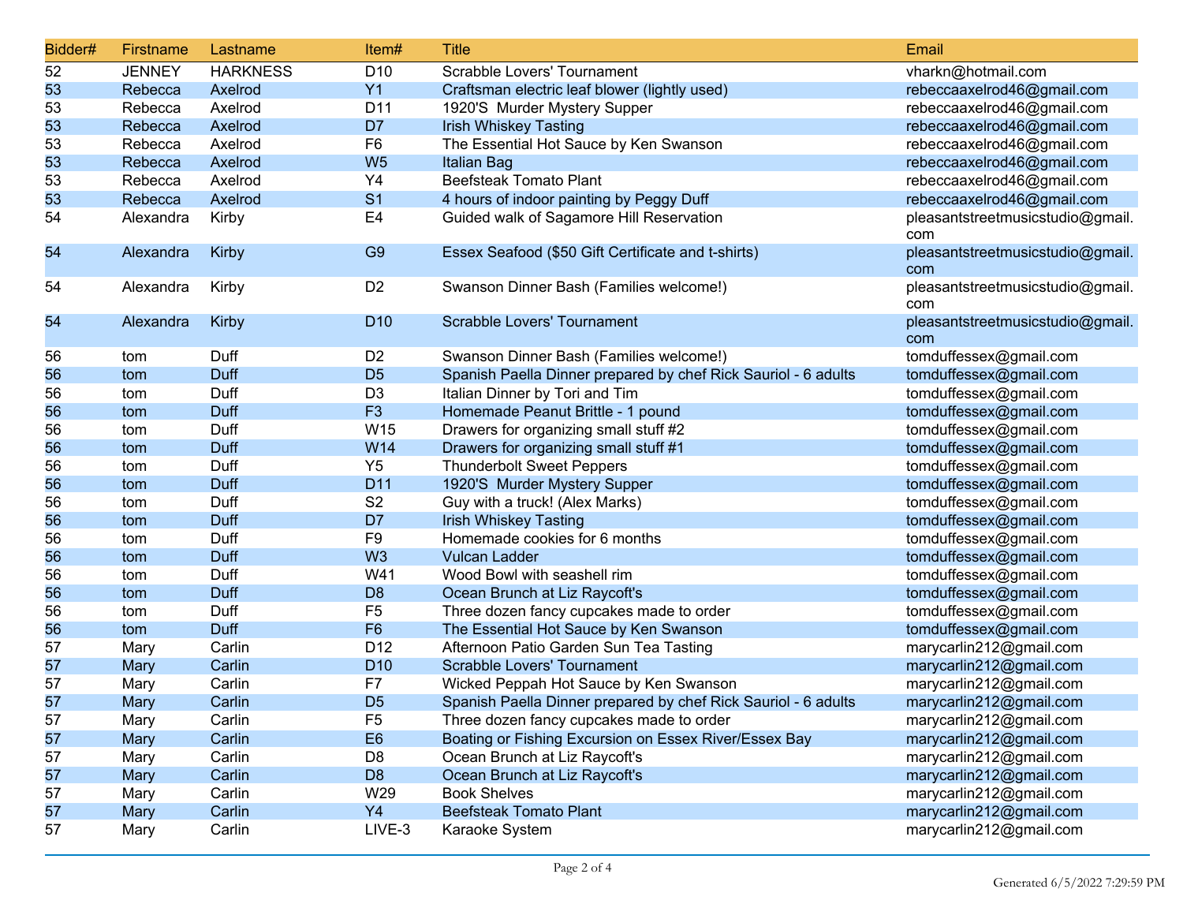| Bidder# | Firstname | Lastname | Item# | Title | Email |
|---|---|---|---|---|---|
| 52 | JENNEY | HARKNESS | D10 | Scrabble Lovers' Tournament | vharkn@hotmail.com |
| 53 | Rebecca | Axelrod | Y1 | Craftsman electric leaf blower (lightly used) | rebeccaaxelrod46@gmail.com |
| 53 | Rebecca | Axelrod | D11 | 1920'S Murder Mystery Supper | rebeccaaxelrod46@gmail.com |
| 53 | Rebecca | Axelrod | D7 | Irish Whiskey Tasting | rebeccaaxelrod46@gmail.com |
| 53 | Rebecca | Axelrod | F6 | The Essential Hot Sauce by Ken Swanson | rebeccaaxelrod46@gmail.com |
| 53 | Rebecca | Axelrod | W5 | Italian Bag | rebeccaaxelrod46@gmail.com |
| 53 | Rebecca | Axelrod | Y4 | Beefsteak Tomato Plant | rebeccaaxelrod46@gmail.com |
| 53 | Rebecca | Axelrod | S1 | 4 hours of indoor painting by Peggy Duff | rebeccaaxelrod46@gmail.com |
| 54 | Alexandra | Kirby | E4 | Guided walk of Sagamore Hill Reservation | pleasantstreetmusicstudio@gmail.com |
| 54 | Alexandra | Kirby | G9 | Essex Seafood ($50 Gift Certificate and t-shirts) | pleasantstreetmusicstudio@gmail.com |
| 54 | Alexandra | Kirby | D2 | Swanson Dinner Bash (Families welcome!) | pleasantstreetmusicstudio@gmail.com |
| 54 | Alexandra | Kirby | D10 | Scrabble Lovers' Tournament | pleasantstreetmusicstudio@gmail.com |
| 56 | tom | Duff | D2 | Swanson Dinner Bash (Families welcome!) | tomduffessex@gmail.com |
| 56 | tom | Duff | D5 | Spanish Paella Dinner prepared by chef Rick Sauriol - 6 adults | tomduffessex@gmail.com |
| 56 | tom | Duff | D3 | Italian Dinner by Tori and Tim | tomduffessex@gmail.com |
| 56 | tom | Duff | F3 | Homemade Peanut Brittle - 1 pound | tomduffessex@gmail.com |
| 56 | tom | Duff | W15 | Drawers for organizing small stuff #2 | tomduffessex@gmail.com |
| 56 | tom | Duff | W14 | Drawers for organizing small stuff #1 | tomduffessex@gmail.com |
| 56 | tom | Duff | Y5 | Thunderbolt Sweet Peppers | tomduffessex@gmail.com |
| 56 | tom | Duff | D11 | 1920'S Murder Mystery Supper | tomduffessex@gmail.com |
| 56 | tom | Duff | S2 | Guy with a truck! (Alex Marks) | tomduffessex@gmail.com |
| 56 | tom | Duff | D7 | Irish Whiskey Tasting | tomduffessex@gmail.com |
| 56 | tom | Duff | F9 | Homemade cookies for 6 months | tomduffessex@gmail.com |
| 56 | tom | Duff | W3 | Vulcan Ladder | tomduffessex@gmail.com |
| 56 | tom | Duff | W41 | Wood Bowl with seashell rim | tomduffessex@gmail.com |
| 56 | tom | Duff | D8 | Ocean Brunch at Liz Raycoft's | tomduffessex@gmail.com |
| 56 | tom | Duff | F5 | Three dozen fancy cupcakes made to order | tomduffessex@gmail.com |
| 56 | tom | Duff | F6 | The Essential Hot Sauce by Ken Swanson | tomduffessex@gmail.com |
| 57 | Mary | Carlin | D12 | Afternoon Patio Garden Sun Tea Tasting | marycarlin212@gmail.com |
| 57 | Mary | Carlin | D10 | Scrabble Lovers' Tournament | marycarlin212@gmail.com |
| 57 | Mary | Carlin | F7 | Wicked Peppah Hot Sauce by Ken Swanson | marycarlin212@gmail.com |
| 57 | Mary | Carlin | D5 | Spanish Paella Dinner prepared by chef Rick Sauriol - 6 adults | marycarlin212@gmail.com |
| 57 | Mary | Carlin | F5 | Three dozen fancy cupcakes made to order | marycarlin212@gmail.com |
| 57 | Mary | Carlin | E6 | Boating or Fishing Excursion on Essex River/Essex Bay | marycarlin212@gmail.com |
| 57 | Mary | Carlin | D8 | Ocean Brunch at Liz Raycoft's | marycarlin212@gmail.com |
| 57 | Mary | Carlin | D8 | Ocean Brunch at Liz Raycoft's | marycarlin212@gmail.com |
| 57 | Mary | Carlin | W29 | Book Shelves | marycarlin212@gmail.com |
| 57 | Mary | Carlin | Y4 | Beefsteak Tomato Plant | marycarlin212@gmail.com |
| 57 | Mary | Carlin | LIVE-3 | Karaoke System | marycarlin212@gmail.com |

Generated 6/5/2022 7:29:59 PM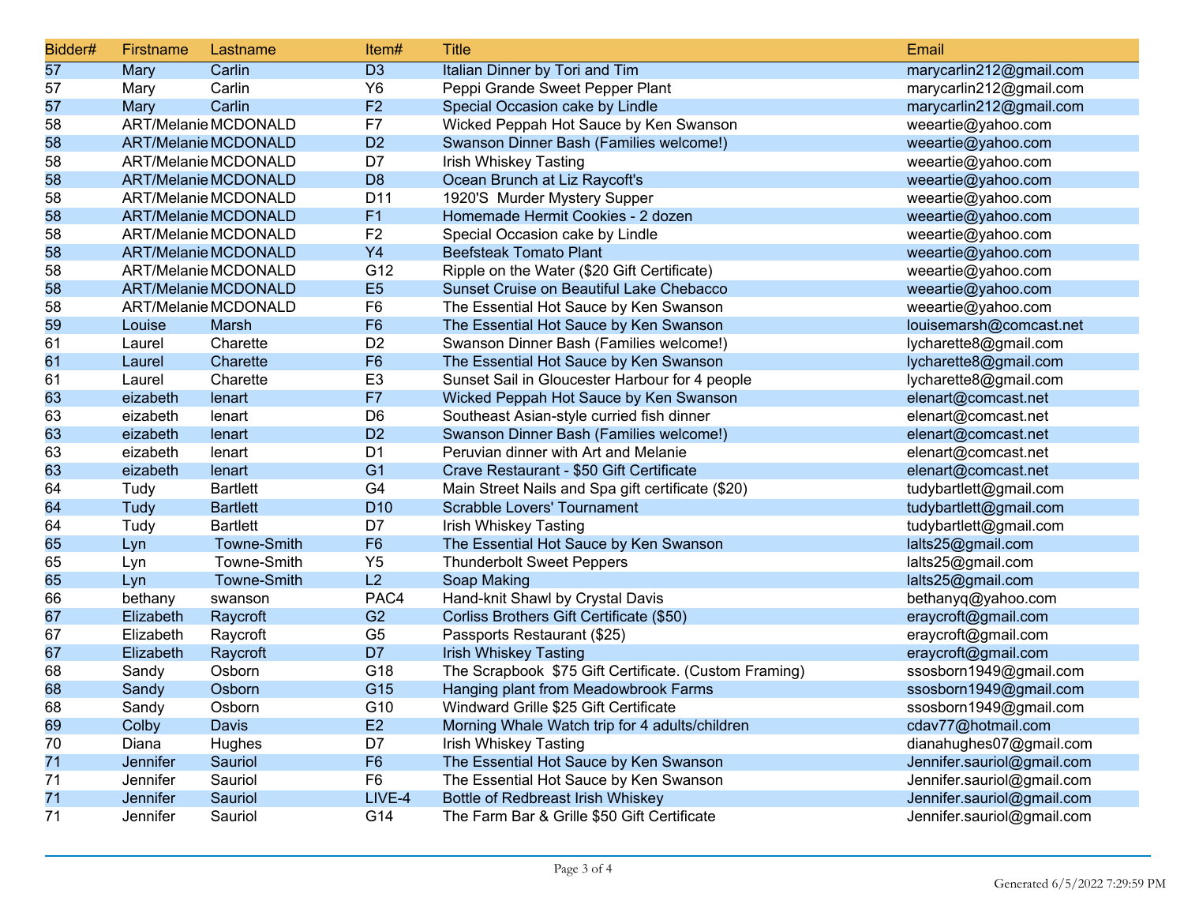| Bidder# | Firstname | Lastname | Item# | Title | Email |
|---|---|---|---|---|---|
| 57 | Mary | Carlin | D3 | Italian Dinner by Tori and Tim | marycarlin212@gmail.com |
| 57 | Mary | Carlin | Y6 | Peppi Grande Sweet Pepper Plant | marycarlin212@gmail.com |
| 57 | Mary | Carlin | F2 | Special Occasion cake by Lindle | marycarlin212@gmail.com |
| 58 | ART/Melanie | MCDONALD | F7 | Wicked Peppah Hot Sauce by Ken Swanson | weeartie@yahoo.com |
| 58 | ART/Melanie | MCDONALD | D2 | Swanson Dinner Bash (Families welcome!) | weeartie@yahoo.com |
| 58 | ART/Melanie | MCDONALD | D7 | Irish Whiskey Tasting | weeartie@yahoo.com |
| 58 | ART/Melanie | MCDONALD | D8 | Ocean Brunch at Liz Raycoft's | weeartie@yahoo.com |
| 58 | ART/Melanie | MCDONALD | D11 | 1920'S Murder Mystery Supper | weeartie@yahoo.com |
| 58 | ART/Melanie | MCDONALD | F1 | Homemade Hermit Cookies - 2 dozen | weeartie@yahoo.com |
| 58 | ART/Melanie | MCDONALD | F2 | Special Occasion cake by Lindle | weeartie@yahoo.com |
| 58 | ART/Melanie | MCDONALD | Y4 | Beefsteak Tomato Plant | weeartie@yahoo.com |
| 58 | ART/Melanie | MCDONALD | G12 | Ripple on the Water ($20 Gift Certificate) | weeartie@yahoo.com |
| 58 | ART/Melanie | MCDONALD | E5 | Sunset Cruise on Beautiful Lake Chebacco | weeartie@yahoo.com |
| 58 | ART/Melanie | MCDONALD | F6 | The Essential Hot Sauce by Ken Swanson | weeartie@yahoo.com |
| 59 | Louise | Marsh | F6 | The Essential Hot Sauce by Ken Swanson | louisemarsh@comcast.net |
| 61 | Laurel | Charette | D2 | Swanson Dinner Bash (Families welcome!) | lycharette8@gmail.com |
| 61 | Laurel | Charette | F6 | The Essential Hot Sauce by Ken Swanson | lycharette8@gmail.com |
| 61 | Laurel | Charette | E3 | Sunset Sail in Gloucester Harbour for 4 people | lycharette8@gmail.com |
| 63 | eizabeth | lenart | F7 | Wicked Peppah Hot Sauce by Ken Swanson | elenart@comcast.net |
| 63 | eizabeth | lenart | D6 | Southeast Asian-style curried fish dinner | elenart@comcast.net |
| 63 | eizabeth | lenart | D2 | Swanson Dinner Bash (Families welcome!) | elenart@comcast.net |
| 63 | eizabeth | lenart | D1 | Peruvian dinner with Art and Melanie | elenart@comcast.net |
| 63 | eizabeth | lenart | G1 | Crave Restaurant - $50 Gift Certificate | elenart@comcast.net |
| 64 | Tudy | Bartlett | G4 | Main Street Nails and Spa gift certificate ($20) | tudybartlett@gmail.com |
| 64 | Tudy | Bartlett | D10 | Scrabble Lovers' Tournament | tudybartlett@gmail.com |
| 64 | Tudy | Bartlett | D7 | Irish Whiskey Tasting | tudybartlett@gmail.com |
| 65 | Lyn | Towne-Smith | F6 | The Essential Hot Sauce by Ken Swanson | lalts25@gmail.com |
| 65 | Lyn | Towne-Smith | Y5 | Thunderbolt Sweet Peppers | lalts25@gmail.com |
| 65 | Lyn | Towne-Smith | L2 | Soap Making | lalts25@gmail.com |
| 66 | bethany | swanson | PAC4 | Hand-knit Shawl by Crystal Davis | bethanyq@yahoo.com |
| 67 | Elizabeth | Raycroft | G2 | Corliss Brothers Gift Certificate ($50) | eraycroft@gmail.com |
| 67 | Elizabeth | Raycroft | G5 | Passports Restaurant ($25) | eraycroft@gmail.com |
| 67 | Elizabeth | Raycroft | D7 | Irish Whiskey Tasting | eraycroft@gmail.com |
| 68 | Sandy | Osborn | G18 | The Scrapbook $75 Gift Certificate. (Custom Framing) | ssosborn1949@gmail.com |
| 68 | Sandy | Osborn | G15 | Hanging plant from Meadowbrook Farms | ssosborn1949@gmail.com |
| 68 | Sandy | Osborn | G10 | Windward Grille $25 Gift Certificate | ssosborn1949@gmail.com |
| 69 | Colby | Davis | E2 | Morning Whale Watch trip for 4 adults/children | cdav77@hotmail.com |
| 70 | Diana | Hughes | D7 | Irish Whiskey Tasting | dianahughes07@gmail.com |
| 71 | Jennifer | Sauriol | F6 | The Essential Hot Sauce by Ken Swanson | Jennifer.sauriol@gmail.com |
| 71 | Jennifer | Sauriol | F6 | The Essential Hot Sauce by Ken Swanson | Jennifer.sauriol@gmail.com |
| 71 | Jennifer | Sauriol | LIVE-4 | Bottle of Redbreast Irish Whiskey | Jennifer.sauriol@gmail.com |
| 71 | Jennifer | Sauriol | G14 | The Farm Bar & Grille $50 Gift Certificate | Jennifer.sauriol@gmail.com |

Generated 6/5/2022 7:29:59 PM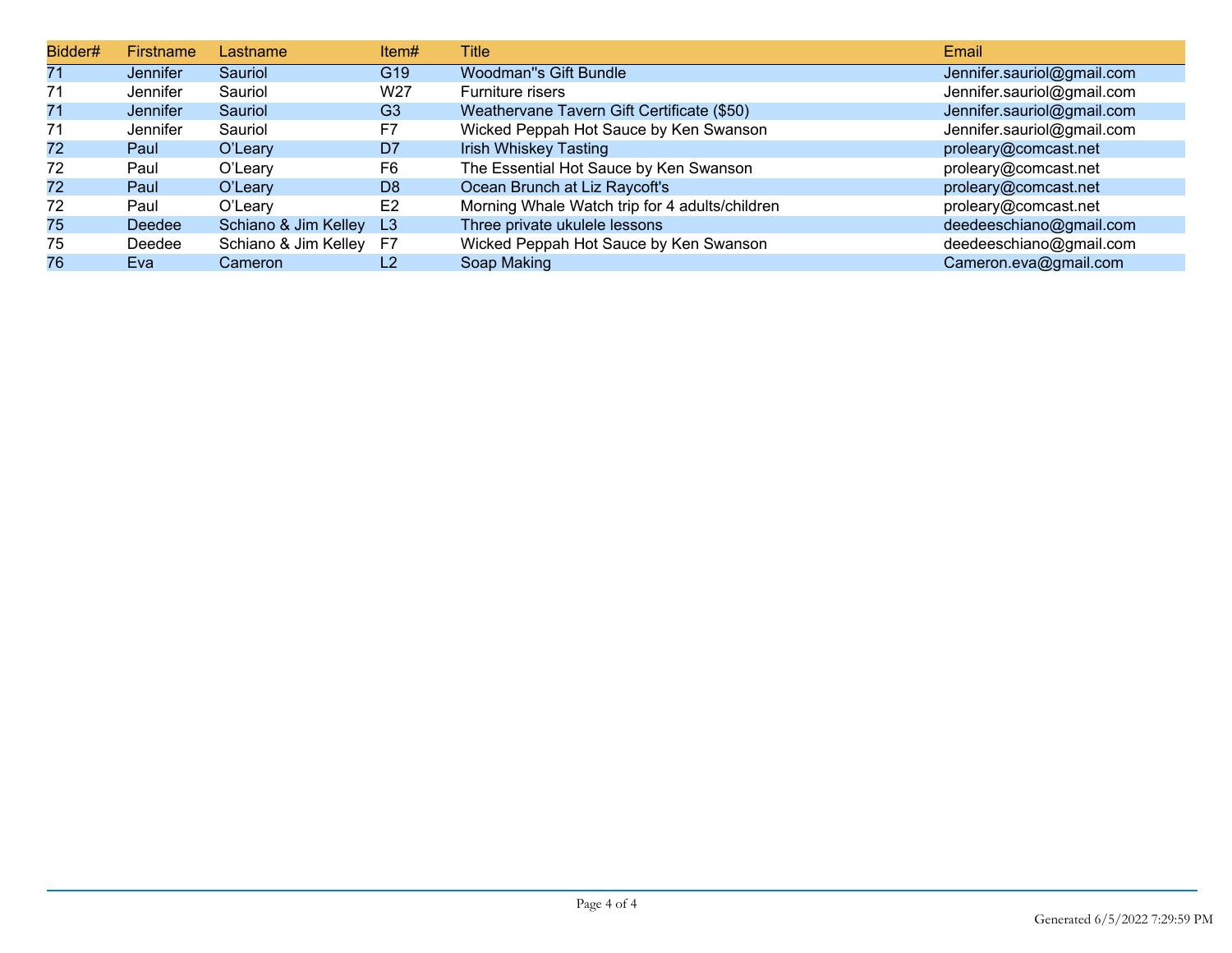| Bidder# | Firstname | Lastname | Item# | Title | Email |
| --- | --- | --- | --- | --- | --- |
| 71 | Jennifer | Sauriol | G19 | Woodman''s Gift Bundle | Jennifer.sauriol@gmail.com |
| 71 | Jennifer | Sauriol | W27 | Furniture risers | Jennifer.sauriol@gmail.com |
| 71 | Jennifer | Sauriol | G3 | Weathervane Tavern Gift Certificate ($50) | Jennifer.sauriol@gmail.com |
| 71 | Jennifer | Sauriol | F7 | Wicked Peppah Hot Sauce by Ken Swanson | Jennifer.sauriol@gmail.com |
| 72 | Paul | O'Leary | D7 | Irish Whiskey Tasting | proleary@comcast.net |
| 72 | Paul | O'Leary | F6 | The Essential Hot Sauce by Ken Swanson | proleary@comcast.net |
| 72 | Paul | O'Leary | D8 | Ocean Brunch at Liz Raycoft's | proleary@comcast.net |
| 72 | Paul | O'Leary | E2 | Morning Whale Watch trip for 4 adults/children | proleary@comcast.net |
| 75 | Deedee | Schiano & Jim Kelley | L3 | Three private ukulele lessons | deedeeschiano@gmail.com |
| 75 | Deedee | Schiano & Jim Kelley | F7 | Wicked Peppah Hot Sauce by Ken Swanson | deedeeschiano@gmail.com |
| 76 | Eva | Cameron | L2 | Soap Making | Cameron.eva@gmail.com |

Generated 6/5/2022 7:29:59 PM